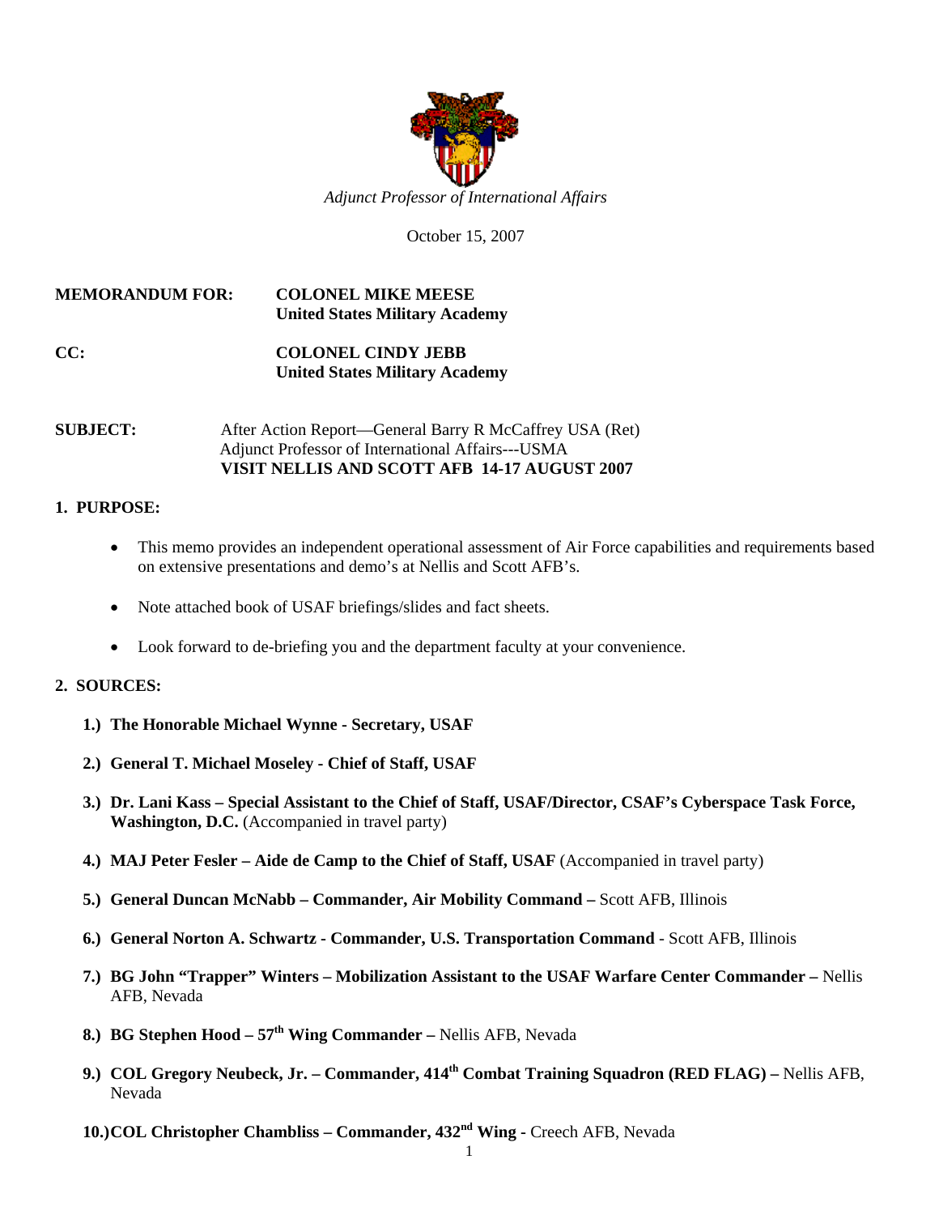*Adjunct Professor of International Affairs*

October 15, 2007

**MEMORANDUM FOR:** **COLONEL MIKE MEESE**
**United States Military Academy**

**CC:** **COLONEL CINDY JEBB**
**United States Military Academy**

**SUBJECT:** After Action Report—General Barry R McCaffrey USA (Ret)
Adjunct Professor of International Affairs---USMA
**VISIT NELLIS AND SCOTT AFB 14-17 AUGUST 2007**

## 1. PURPOSE:

- This memo provides an independent operational assessment of Air Force capabilities and requirements based on extensive presentations and demo's at Nellis and Scott AFB's.
- Note attached book of USAF briefings/slides and fact sheets.
- Look forward to de-briefing you and the department faculty at your convenience.

## 2. SOURCES:

1.) **The Honorable Michael Wynne - Secretary, USAF**

2.) **General T. Michael Moseley - Chief of Staff, USAF**

3.) **Dr. Lani Kass – Special Assistant to the Chief of Staff, USAF/Director, CSAF's Cyberspace Task Force, Washington, D.C.** (Accompanied in travel party)

4.) **MAJ Peter Fesler – Aide de Camp to the Chief of Staff, USAF** (Accompanied in travel party)

5.) **General Duncan McNabb – Commander, Air Mobility Command –** Scott AFB, Illinois

6.) **General Norton A. Schwartz - Commander, U.S. Transportation Command** - Scott AFB, Illinois

7.) **BG John "Trapper" Winters – Mobilization Assistant to the USAF Warfare Center Commander –** Nellis AFB, Nevada

8.) **BG Stephen Hood – 57th Wing Commander –** Nellis AFB, Nevada

9.) **COL Gregory Neubeck, Jr. – Commander, 414th Combat Training Squadron (RED FLAG) –** Nellis AFB, Nevada

10.) **COL Christopher Chambliss – Commander, 432nd Wing** - Creech AFB, Nevada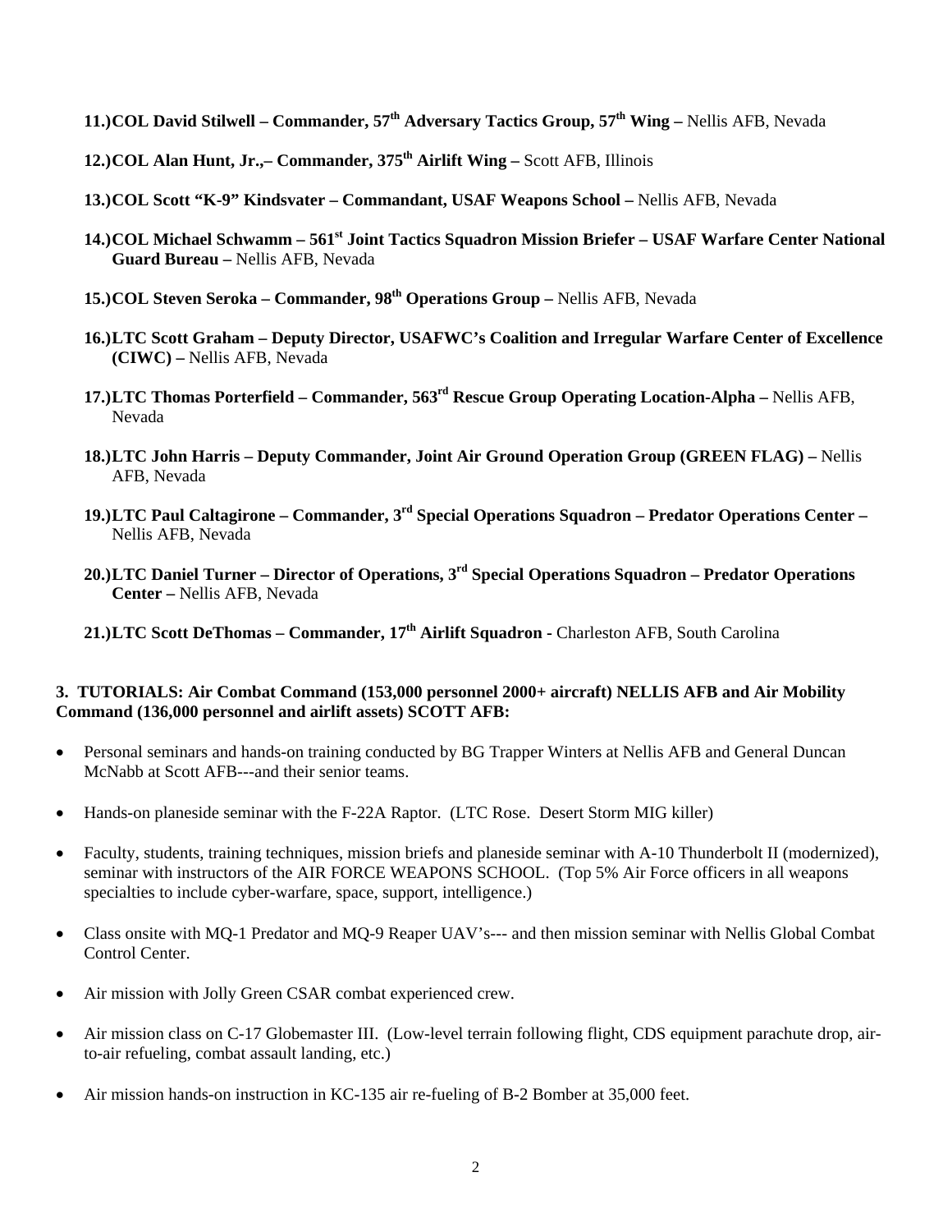11.) **COL David Stilwell – Commander, 57th Adversary Tactics Group, 57th Wing –** Nellis AFB, Nevada

12.) **COL Alan Hunt, Jr.,– Commander, 375th Airlift Wing –** Scott AFB, Illinois

13.) **COL Scott "K-9" Kindsvater – Commandant, USAF Weapons School –** Nellis AFB, Nevada

14.) **COL Michael Schwamm – 561st Joint Tactics Squadron Mission Briefer – USAF Warfare Center National Guard Bureau –** Nellis AFB, Nevada

15.) **COL Steven Seroka – Commander, 98th Operations Group –** Nellis AFB, Nevada

16.) **LTC Scott Graham – Deputy Director, USAFWC's Coalition and Irregular Warfare Center of Excellence (CIWC) –** Nellis AFB, Nevada

17.) **LTC Thomas Porterfield – Commander, 563rd Rescue Group Operating Location-Alpha –** Nellis AFB, Nevada

18.) **LTC John Harris – Deputy Commander, Joint Air Ground Operation Group (GREEN FLAG) –** Nellis AFB, Nevada

19.) **LTC Paul Caltagirone – Commander, 3rd Special Operations Squadron – Predator Operations Center –** Nellis AFB, Nevada

20.) **LTC Daniel Turner – Director of Operations, 3rd Special Operations Squadron – Predator Operations Center –** Nellis AFB, Nevada

21.) **LTC Scott DeThomas – Commander, 17th Airlift Squadron -** Charleston AFB, South Carolina

**3. TUTORIALS: Air Combat Command (153,000 personnel 2000+ aircraft) NELLIS AFB and Air Mobility Command (136,000 personnel and airlift assets) SCOTT AFB:**

- Personal seminars and hands-on training conducted by BG Trapper Winters at Nellis AFB and General Duncan McNabb at Scott AFB---and their senior teams.
- Hands-on planeside seminar with the F-22A Raptor. (LTC Rose. Desert Storm MIG killer)
- Faculty, students, training techniques, mission briefs and planeside seminar with A-10 Thunderbolt II (modernized), seminar with instructors of the AIR FORCE WEAPONS SCHOOL. (Top 5% Air Force officers in all weapons specialties to include cyber-warfare, space, support, intelligence.)
- Class onsite with MQ-1 Predator and MQ-9 Reaper UAV's--- and then mission seminar with Nellis Global Combat Control Center.
- Air mission with Jolly Green CSAR combat experienced crew.
- Air mission class on C-17 Globemaster III. (Low-level terrain following flight, CDS equipment parachute drop, air-to-air refueling, combat assault landing, etc.)
- Air mission hands-on instruction in KC-135 air re-fueling of B-2 Bomber at 35,000 feet.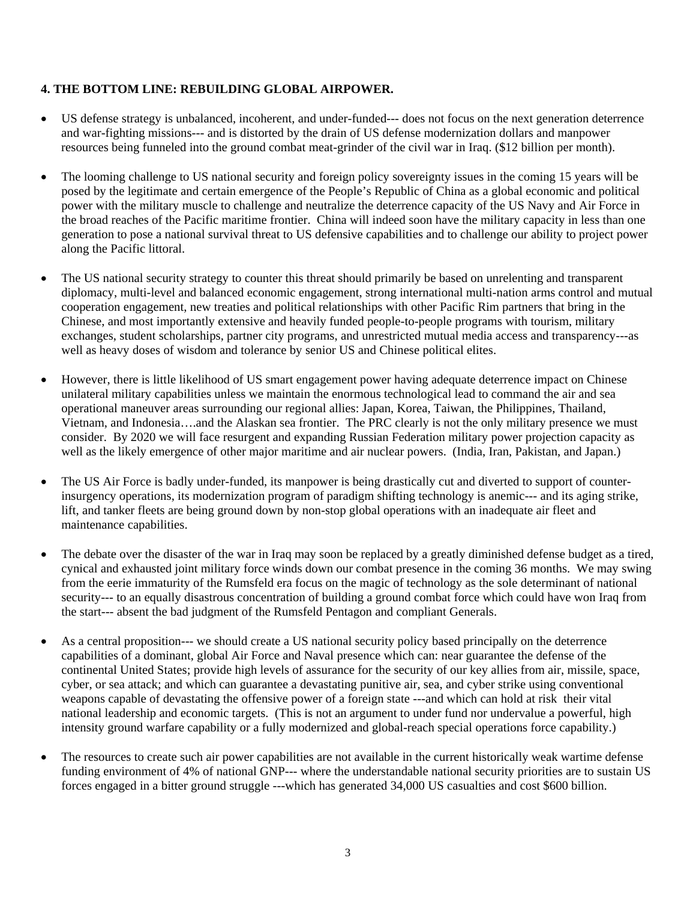**4. THE BOTTOM LINE: REBUILDING GLOBAL AIRPOWER.**

- US defense strategy is unbalanced, incoherent, and under-funded--- does not focus on the next generation deterrence and war-fighting missions--- and is distorted by the drain of US defense modernization dollars and manpower resources being funneled into the ground combat meat-grinder of the civil war in Iraq. ($12 billion per month).

- The looming challenge to US national security and foreign policy sovereignty issues in the coming 15 years will be posed by the legitimate and certain emergence of the People's Republic of China as a global economic and political power with the military muscle to challenge and neutralize the deterrence capacity of the US Navy and Air Force in the broad reaches of the Pacific maritime frontier. China will indeed soon have the military capacity in less than one generation to pose a national survival threat to US defensive capabilities and to challenge our ability to project power along the Pacific littoral.

- The US national security strategy to counter this threat should primarily be based on unrelenting and transparent diplomacy, multi-level and balanced economic engagement, strong international multi-nation arms control and mutual cooperation engagement, new treaties and political relationships with other Pacific Rim partners that bring in the Chinese, and most importantly extensive and heavily funded people-to-people programs with tourism, military exchanges, student scholarships, partner city programs, and unrestricted mutual media access and transparency---as well as heavy doses of wisdom and tolerance by senior US and Chinese political elites.

- However, there is little likelihood of US smart engagement power having adequate deterrence impact on Chinese unilateral military capabilities unless we maintain the enormous technological lead to command the air and sea operational maneuver areas surrounding our regional allies: Japan, Korea, Taiwan, the Philippines, Thailand, Vietnam, and Indonesia….and the Alaskan sea frontier. The PRC clearly is not the only military presence we must consider. By 2020 we will face resurgent and expanding Russian Federation military power projection capacity as well as the likely emergence of other major maritime and air nuclear powers. (India, Iran, Pakistan, and Japan.)

- The US Air Force is badly under-funded, its manpower is being drastically cut and diverted to support of counter-insurgency operations, its modernization program of paradigm shifting technology is anemic--- and its aging strike, lift, and tanker fleets are being ground down by non-stop global operations with an inadequate air fleet and maintenance capabilities.

- The debate over the disaster of the war in Iraq may soon be replaced by a greatly diminished defense budget as a tired, cynical and exhausted joint military force winds down our combat presence in the coming 36 months. We may swing from the eerie immaturity of the Rumsfeld era focus on the magic of technology as the sole determinant of national security--- to an equally disastrous concentration of building a ground combat force which could have won Iraq from the start--- absent the bad judgment of the Rumsfeld Pentagon and compliant Generals.

- As a central proposition--- we should create a US national security policy based principally on the deterrence capabilities of a dominant, global Air Force and Naval presence which can: near guarantee the defense of the continental United States; provide high levels of assurance for the security of our key allies from air, missile, space, cyber, or sea attack; and which can guarantee a devastating punitive air, sea, and cyber strike using conventional weapons capable of devastating the offensive power of a foreign state ---and which can hold at risk their vital national leadership and economic targets. (This is not an argument to under fund nor undervalue a powerful, high intensity ground warfare capability or a fully modernized and global-reach special operations force capability.)

- The resources to create such air power capabilities are not available in the current historically weak wartime defense funding environment of 4% of national GNP--- where the understandable national security priorities are to sustain US forces engaged in a bitter ground struggle ---which has generated 34,000 US casualties and cost $600 billion.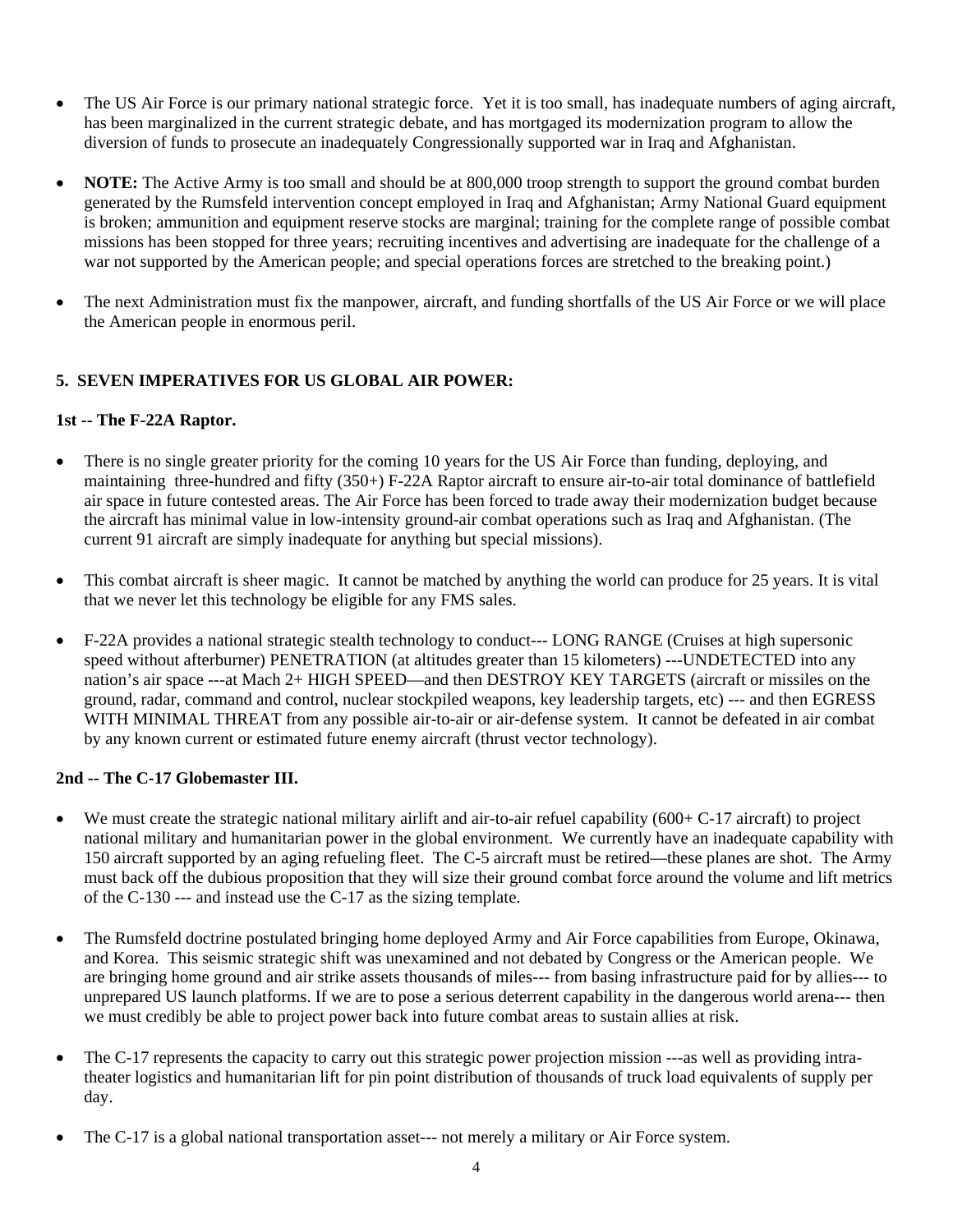- The US Air Force is our primary national strategic force. Yet it is too small, has inadequate numbers of aging aircraft, has been marginalized in the current strategic debate, and has mortgaged its modernization program to allow the diversion of funds to prosecute an inadequately Congressionally supported war in Iraq and Afghanistan.

- **NOTE:** The Active Army is too small and should be at 800,000 troop strength to support the ground combat burden generated by the Rumsfeld intervention concept employed in Iraq and Afghanistan; Army National Guard equipment is broken; ammunition and equipment reserve stocks are marginal; training for the complete range of possible combat missions has been stopped for three years; recruiting incentives and advertising are inadequate for the challenge of a war not supported by the American people; and special operations forces are stretched to the breaking point.)

- The next Administration must fix the manpower, aircraft, and funding shortfalls of the US Air Force or we will place the American people in enormous peril.

## 5. SEVEN IMPERATIVES FOR US GLOBAL AIR POWER:

### 1st -- The F-22A Raptor.

- There is no single greater priority for the coming 10 years for the US Air Force than funding, deploying, and maintaining three-hundred and fifty (350+) F-22A Raptor aircraft to ensure air-to-air total dominance of battlefield air space in future contested areas. The Air Force has been forced to trade away their modernization budget because the aircraft has minimal value in low-intensity ground-air combat operations such as Iraq and Afghanistan. (The current 91 aircraft are simply inadequate for anything but special missions).

- This combat aircraft is sheer magic. It cannot be matched by anything the world can produce for 25 years. It is vital that we never let this technology be eligible for any FMS sales.

- F-22A provides a national strategic stealth technology to conduct--- LONG RANGE (Cruises at high supersonic speed without afterburner) PENETRATION (at altitudes greater than 15 kilometers) ---UNDETECTED into any nation's air space ---at Mach 2+ HIGH SPEED—and then DESTROY KEY TARGETS (aircraft or missiles on the ground, radar, command and control, nuclear stockpiled weapons, key leadership targets, etc) --- and then EGRESS WITH MINIMAL THREAT from any possible air-to-air or air-defense system. It cannot be defeated in air combat by any known current or estimated future enemy aircraft (thrust vector technology).

### 2nd -- The C-17 Globemaster III.

- We must create the strategic national military airlift and air-to-air refuel capability (600+ C-17 aircraft) to project national military and humanitarian power in the global environment. We currently have an inadequate capability with 150 aircraft supported by an aging refueling fleet. The C-5 aircraft must be retired—these planes are shot. The Army must back off the dubious proposition that they will size their ground combat force around the volume and lift metrics of the C-130 --- and instead use the C-17 as the sizing template.

- The Rumsfeld doctrine postulated bringing home deployed Army and Air Force capabilities from Europe, Okinawa, and Korea. This seismic strategic shift was unexamined and not debated by Congress or the American people. We are bringing home ground and air strike assets thousands of miles--- from basing infrastructure paid for by allies--- to unprepared US launch platforms. If we are to pose a serious deterrent capability in the dangerous world arena--- then we must credibly be able to project power back into future combat areas to sustain allies at risk.

- The C-17 represents the capacity to carry out this strategic power projection mission ---as well as providing intra-theater logistics and humanitarian lift for pin point distribution of thousands of truck load equivalents of supply per day.

- The C-17 is a global national transportation asset--- not merely a military or Air Force system.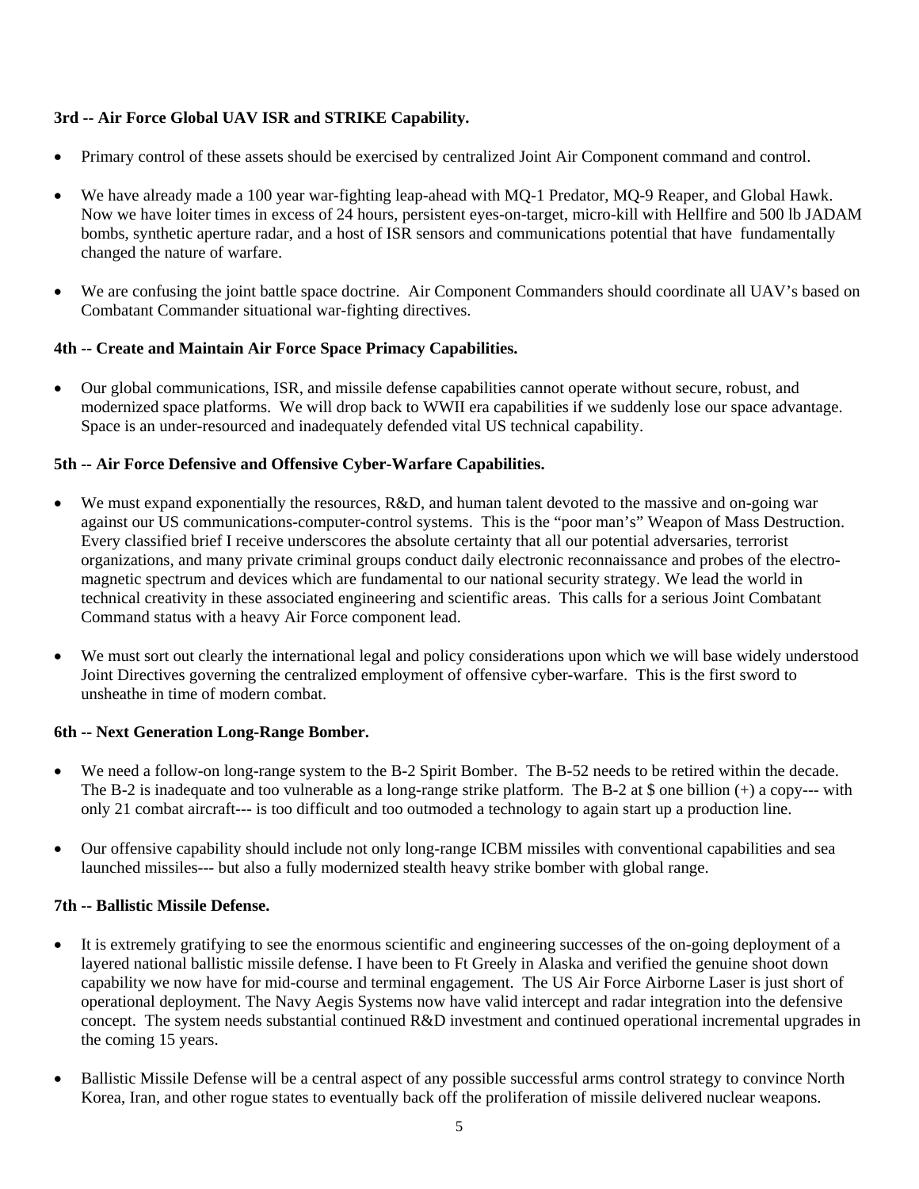**3rd -- Air Force Global UAV ISR and STRIKE Capability.**

- Primary control of these assets should be exercised by centralized Joint Air Component command and control.
- We have already made a 100 year war-fighting leap-ahead with MQ-1 Predator, MQ-9 Reaper, and Global Hawk. Now we have loiter times in excess of 24 hours, persistent eyes-on-target, micro-kill with Hellfire and 500 lb JADAM bombs, synthetic aperture radar, and a host of ISR sensors and communications potential that have fundamentally changed the nature of warfare.
- We are confusing the joint battle space doctrine. Air Component Commanders should coordinate all UAV's based on Combatant Commander situational war-fighting directives.

**4th -- Create and Maintain Air Force Space Primacy Capabilities.**

- Our global communications, ISR, and missile defense capabilities cannot operate without secure, robust, and modernized space platforms. We will drop back to WWII era capabilities if we suddenly lose our space advantage. Space is an under-resourced and inadequately defended vital US technical capability.

**5th -- Air Force Defensive and Offensive Cyber-Warfare Capabilities.**

- We must expand exponentially the resources, R&D, and human talent devoted to the massive and on-going war against our US communications-computer-control systems. This is the "poor man's" Weapon of Mass Destruction. Every classified brief I receive underscores the absolute certainty that all our potential adversaries, terrorist organizations, and many private criminal groups conduct daily electronic reconnaissance and probes of the electro-magnetic spectrum and devices which are fundamental to our national security strategy. We lead the world in technical creativity in these associated engineering and scientific areas. This calls for a serious Joint Combatant Command status with a heavy Air Force component lead.
- We must sort out clearly the international legal and policy considerations upon which we will base widely understood Joint Directives governing the centralized employment of offensive cyber-warfare. This is the first sword to unsheathe in time of modern combat.

**6th -- Next Generation Long-Range Bomber.**

- We need a follow-on long-range system to the B-2 Spirit Bomber. The B-52 needs to be retired within the decade. The B-2 is inadequate and too vulnerable as a long-range strike platform. The B-2 at $ one billion (+) a copy--- with only 21 combat aircraft--- is too difficult and too outmoded a technology to again start up a production line.
- Our offensive capability should include not only long-range ICBM missiles with conventional capabilities and sea launched missiles--- but also a fully modernized stealth heavy strike bomber with global range.

**7th -- Ballistic Missile Defense.**

- It is extremely gratifying to see the enormous scientific and engineering successes of the on-going deployment of a layered national ballistic missile defense. I have been to Ft Greely in Alaska and verified the genuine shoot down capability we now have for mid-course and terminal engagement. The US Air Force Airborne Laser is just short of operational deployment. The Navy Aegis Systems now have valid intercept and radar integration into the defensive concept. The system needs substantial continued R&D investment and continued operational incremental upgrades in the coming 15 years.
- Ballistic Missile Defense will be a central aspect of any possible successful arms control strategy to convince North Korea, Iran, and other rogue states to eventually back off the proliferation of missile delivered nuclear weapons.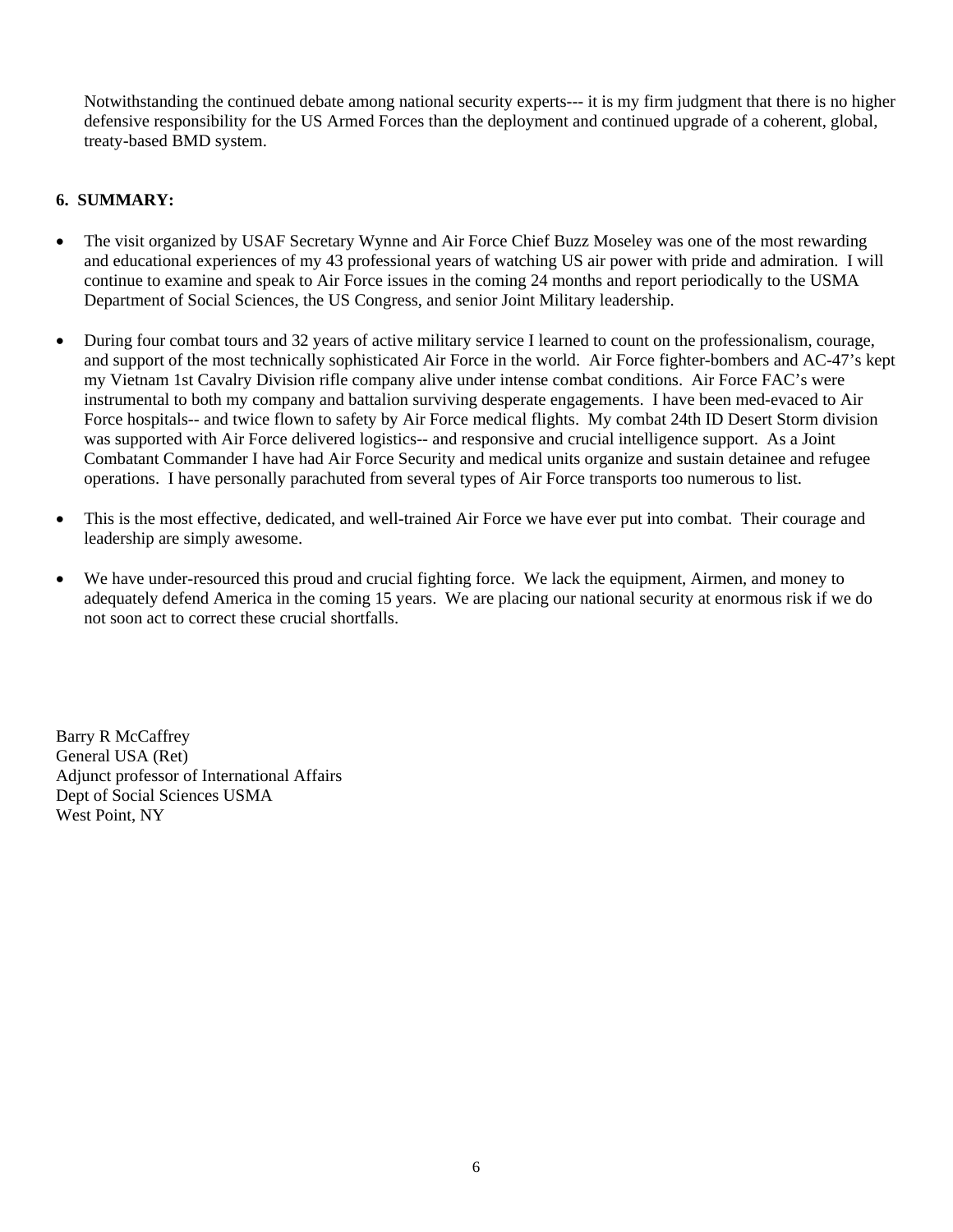Notwithstanding the continued debate among national security experts--- it is my firm judgment that there is no higher defensive responsibility for the US Armed Forces than the deployment and continued upgrade of a coherent, global, treaty-based BMD system.

**6. SUMMARY:**

- The visit organized by USAF Secretary Wynne and Air Force Chief Buzz Moseley was one of the most rewarding and educational experiences of my 43 professional years of watching US air power with pride and admiration. I will continue to examine and speak to Air Force issues in the coming 24 months and report periodically to the USMA Department of Social Sciences, the US Congress, and senior Joint Military leadership.

- During four combat tours and 32 years of active military service I learned to count on the professionalism, courage, and support of the most technically sophisticated Air Force in the world. Air Force fighter-bombers and AC-47's kept my Vietnam 1st Cavalry Division rifle company alive under intense combat conditions. Air Force FAC's were instrumental to both my company and battalion surviving desperate engagements. I have been med-evaced to Air Force hospitals-- and twice flown to safety by Air Force medical flights. My combat 24th ID Desert Storm division was supported with Air Force delivered logistics-- and responsive and crucial intelligence support. As a Joint Combatant Commander I have had Air Force Security and medical units organize and sustain detainee and refugee operations. I have personally parachuted from several types of Air Force transports too numerous to list.

- This is the most effective, dedicated, and well-trained Air Force we have ever put into combat. Their courage and leadership are simply awesome.

- We have under-resourced this proud and crucial fighting force. We lack the equipment, Airmen, and money to adequately defend America in the coming 15 years. We are placing our national security at enormous risk if we do not soon act to correct these crucial shortfalls.

Barry R McCaffrey  
General USA (Ret)  
Adjunct professor of International Affairs  
Dept of Social Sciences USMA  
West Point, NY